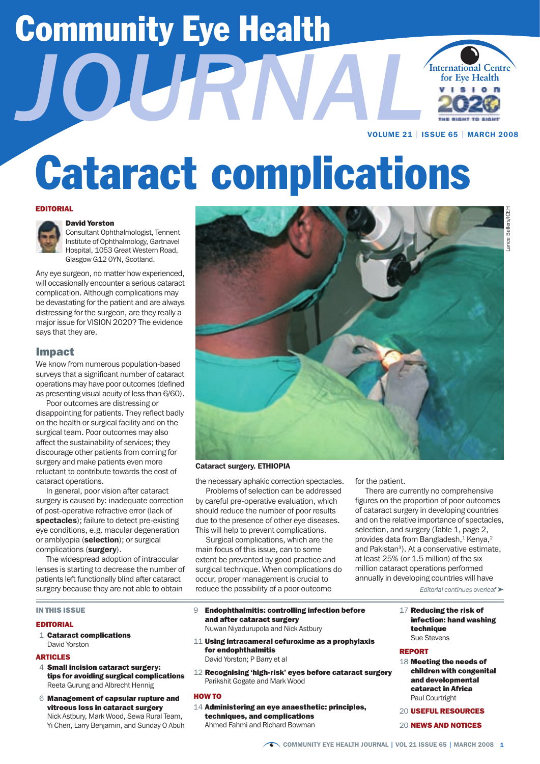# Community Eye Health JOURNAL

International Centre for Eye Health

VOLUME 21 | ISSUE 65 | MARCH 2008

# Cataract complications

**EDITORIAL**

**David Yorston**
Consultant Ophthalmologist, Tennent Institute of Ophthalmology, Gartnavel Hospital, 1053 Great Western Road, Glasgow G12 0YN, Scotland.

Any eye surgeon, no matter how experienced, will occasionally encounter a serious cataract complication. Although complications may be devastating for the patient and are always distressing for the surgeon, are they really a major issue for VISION 2020? The evidence says that they are.

## Impact

We know from numerous population-based surveys that a significant number of cataract operations may have poor outcomes (defined as presenting visual acuity of less than 6/60).

Poor outcomes are distressing or disappointing for patients. They reflect badly on the health or surgical facility and on the surgical team. Poor outcomes may also affect the sustainability of services; they discourage other patients from coming for surgery and make patients even more reluctant to contribute towards the cost of cataract operations.

In general, poor vision after cataract surgery is caused by: inadequate correction of post-operative refractive error (lack of **spectacles**); failure to detect pre-existing eye conditions, e.g. macular degeneration or amblyopia (**selection**); or surgical complications (**surgery**).

The widespread adoption of intraocular lenses is starting to decrease the number of patients left functionally blind after cataract surgery because they are not able to obtain the necessary aphakic correction spectacles.

Problems of selection can be addressed by careful pre-operative evaluation, which should reduce the number of poor results due to the presence of other eye diseases. This will help to prevent complications.

Surgical complications, which are the main focus of this issue, can to some extent be prevented by good practice and surgical technique. When complications do occur, proper management is crucial to reduce the possibility of a poor outcome for the patient.

There are currently no comprehensive figures on the proportion of poor outcomes of cataract surgery in developing countries and on the relative importance of spectacles, selection, and surgery (Table 1, page 2, provides data from Bangladesh,[1] Kenya,[2] and Pakistan[3]). At a conservative estimate, at least 25% (or 1.5 million) of the six million cataract operations performed annually in developing countries will have

*Editorial continues overleaf ➤*

Lance Bellers/ICEH

Cataract surgery. ETHIOPIA

## IN THIS ISSUE

**EDITORIAL**

1 **Cataract complications**
David Yorston

**ARTICLES**

4 **Small incision cataract surgery: tips for avoiding surgical complications**
Reeta Gurung and Albrecht Hennig

6 **Management of capsular rupture and vitreous loss in cataract surgery**
Nick Astbury, Mark Wood, Sewa Rural Team, Yi Chen, Larry Benjamin, and Sunday O Abuh

9 **Endophthalmitis: controlling infection before and after cataract surgery**
Nuwan Niyadurupola and Nick Astbury

11 **Using intracameral cefuroxime as a prophylaxis for endophthalmitis**
David Yorston; P Barry et al

12 **Recognising 'high-risk' eyes before cataract surgery**
Parikshit Gogate and Mark Wood

**HOW TO**

14 **Administering an eye anaesthetic: principles, techniques, and complications**
Ahmed Fahmi and Richard Bowman

17 **Reducing the risk of infection: hand washing technique**
Sue Stevens

**REPORT**

18 **Meeting the needs of children with congenital and developmental cataract in Africa**
Paul Courtright

20 **USEFUL RESOURCES**

20 **NEWS AND NOTICES**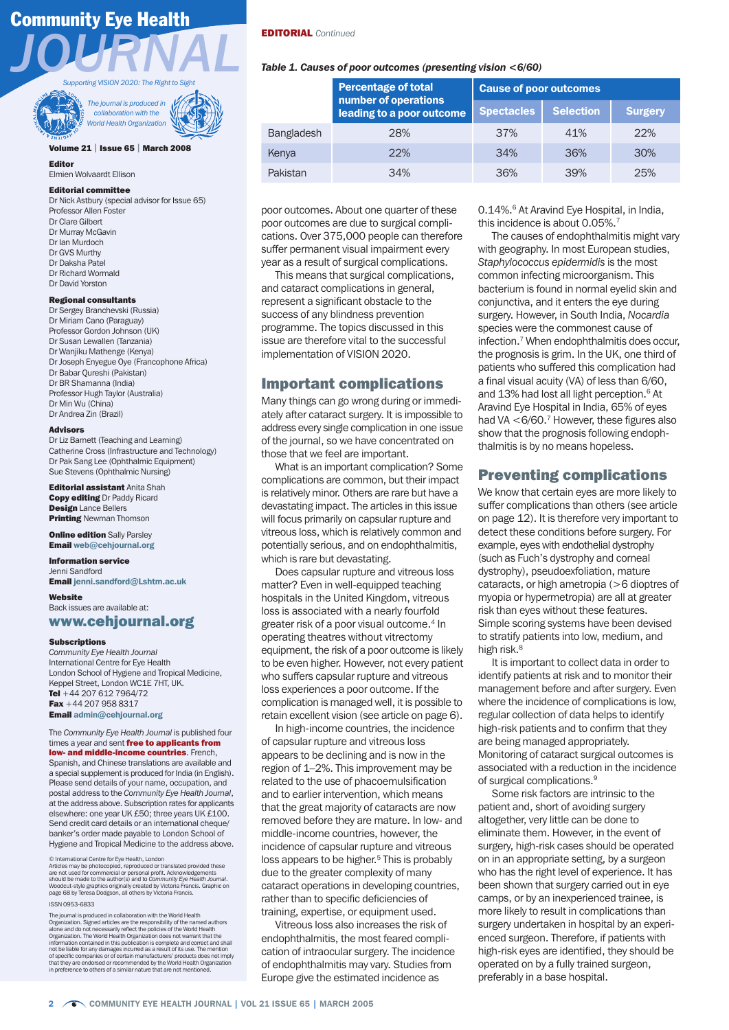**Community Eye Health JOURNAL**

*Supporting VISION 2020: The Right to Sight*

*The journal is produced in collaboration with the World Health Organization*

**Volume 21 | Issue 65 | March 2008**

**Editor**
Elmien Wolvaardt Ellison

**Editorial committee**
Dr Nick Astbury (special advisor for Issue 65)
Professor Allen Foster
Dr Clare Gilbert
Dr Murray McGavin
Dr Ian Murdoch
Dr GVS Murthy
Dr Daksha Patel
Dr Richard Wormald
Dr David Yorston

**Regional consultants**
Dr Sergey Branchevski (Russia)
Dr Miriam Cano (Paraguay)
Professor Gordon Johnson (UK)
Dr Susan Lewallen (Tanzania)
Dr Wanjiku Mathenge (Kenya)
Dr Joseph Enyegue Oye (Francophone Africa)
Dr Babar Qureshi (Pakistan)
Dr BR Shamanna (India)
Professor Hugh Taylor (Australia)
Dr Min Wu (China)
Dr Andrea Zin (Brazil)

**Advisors**
Dr Liz Barnett (Teaching and Learning)
Catherine Cross (Infrastructure and Technology)
Dr Pak Sang Lee (Ophthalmic Equipment)
Sue Stevens (Ophthalmic Nursing)

**Editorial assistant** Anita Shah
**Copy editing** Dr Paddy Ricard
**Design** Lance Bellers
**Printing** Newman Thomson

**Online edition** Sally Parsley
**Email** web@cehjournal.org

**Information service**
Jenni Sandford
**Email** jenni.sandford@Lshtm.ac.uk

**Website**
Back issues are available at:
**www.cehjournal.org**

**Subscriptions**
*Community Eye Health Journal*
International Centre for Eye Health
London School of Hygiene and Tropical Medicine,
Keppel Street, London WC1E 7HT, UK.
**Tel** +44 207 612 7964/72
**Fax** +44 207 958 8317
**Email** admin@cehjournal.org

The *Community Eye Health Journal* is published four times a year and sent **free to applicants from low- and middle-income countries**. French, Spanish, and Chinese translations are available and a special supplement is produced for India (in English). Please send details of your name, occupation, and postal address to the *Community Eye Health Journal*, at the address above. Subscription rates for applicants elsewhere: one year UK £50; three years UK £100. Send credit card details or an international cheque/banker's order made payable to London School of Hygiene and Tropical Medicine to the address above.

© International Centre for Eye Health, London
Articles may be photocopied, reproduced or translated provided these are not used for commercial or personal profit. Acknowledgements should be made to the author(s) and to *Community Eye Health Journal*. Woodcut-style graphics originally created by Victoria Francis. Graphic on page 68 by Teresa Dodgson, all others by Victoria Francis.

ISSN 0953-6833

The journal is produced in collaboration with the World Health Organization. Signed articles are the responsibility of the named authors alone and do not necessarily reflect the policies of the World Health Organization. The World Health Organization does not warrant that the information contained in this publication is complete and correct and shall not be liable for any damages incurred as a result of its use. The mention of specific companies or of certain manufacturers' products does not imply that they are endorsed or recommended by the World Health Organization in preference to others of a similar nature that are not mentioned.

**EDITORIAL** *Continued*

*Table 1. Causes of poor outcomes (presenting vision <6/60)*

| | Percentage of total number of operations leading to a poor outcome | Cause of poor outcomes | | |
|---|---|---|---|---|
| | | Spectacles | Selection | Surgery |
| Bangladesh | 28% | 37% | 41% | 22% |
| Kenya | 22% | 34% | 36% | 30% |
| Pakistan | 34% | 36% | 39% | 25% |

poor outcomes. About one quarter of these poor outcomes are due to surgical complications. Over 375,000 people can therefore suffer permanent visual impairment every year as a result of surgical complications.

This means that surgical complications, and cataract complications in general, represent a significant obstacle to the success of any blindness prevention programme. The topics discussed in this issue are therefore vital to the successful implementation of VISION 2020.

## Important complications

Many things can go wrong during or immediately after cataract surgery. It is impossible to address every single complication in one issue of the journal, so we have concentrated on those that we feel are important.

What is an important complication? Some complications are common, but their impact is relatively minor. Others are rare but have a devastating impact. The articles in this issue will focus primarily on capsular rupture and vitreous loss, which is relatively common and potentially serious, and on endophthalmitis, which is rare but devastating.

Does capsular rupture and vitreous loss matter? Even in well-equipped teaching hospitals in the United Kingdom, vitreous loss is associated with a nearly fourfold greater risk of a poor visual outcome.[4] In operating theatres without vitrectomy equipment, the risk of a poor outcome is likely to be even higher. However, not every patient who suffers capsular rupture and vitreous loss experiences a poor outcome. If the complication is managed well, it is possible to retain excellent vision (see article on page 6).

In high-income countries, the incidence of capsular rupture and vitreous loss appears to be declining and is now in the region of 1–2%. This improvement may be related to the use of phacoemulsification and to earlier intervention, which means that the great majority of cataracts are now removed before they are mature. In low- and middle-income countries, however, the incidence of capsular rupture and vitreous loss appears to be higher.[5] This is probably due to the greater complexity of many cataract operations in developing countries, rather than to specific deficiencies of training, expertise, or equipment used.

Vitreous loss also increases the risk of endophthalmitis, the most feared complication of intraocular surgery. The incidence of endophthalmitis may vary. Studies from Europe give the estimated incidence as 0.14%.[6] At Aravind Eye Hospital, in India, this incidence is about 0.05%.[7]

The causes of endophthalmitis might vary with geography. In most European studies, *Staphylococcus epidermidis* is the most common infecting microorganism. This bacterium is found in normal eyelid skin and conjunctiva, and it enters the eye during surgery. However, in South India, *Nocardia* species were the commonest cause of infection.[7] When endophthalmitis does occur, the prognosis is grim. In the UK, one third of patients who suffered this complication had a final visual acuity (VA) of less than 6/60, and 13% had lost all light perception.[6] At Aravind Eye Hospital in India, 65% of eyes had VA <6/60.[7] However, these figures also show that the prognosis following endophthalmitis is by no means hopeless.

## Preventing complications

We know that certain eyes are more likely to suffer complications than others (see article on page 12). It is therefore very important to detect these conditions before surgery. For example, eyes with endothelial dystrophy (such as Fuch's dystrophy and corneal dystrophy), pseudoexfoliation, mature cataracts, or high ametropia (>6 dioptres of myopia or hypermetropia) are all at greater risk than eyes without these features. Simple scoring systems have been devised to stratify patients into low, medium, and high risk.[8]

It is important to collect data in order to identify patients at risk and to monitor their management before and after surgery. Even where the incidence of complications is low, regular collection of data helps to identify high-risk patients and to confirm that they are being managed appropriately. Monitoring of cataract surgical outcomes is associated with a reduction in the incidence of surgical complications.[9]

Some risk factors are intrinsic to the patient and, short of avoiding surgery altogether, very little can be done to eliminate them. However, in the event of surgery, high-risk cases should be operated on in an appropriate setting, by a surgeon who has the right level of experience. It has been shown that surgery carried out in eye camps, or by an inexperienced trainee, is more likely to result in complications than surgery undertaken in hospital by an experienced surgeon. Therefore, if patients with high-risk eyes are identified, they should be operated on by a fully trained surgeon, preferably in a base hospital.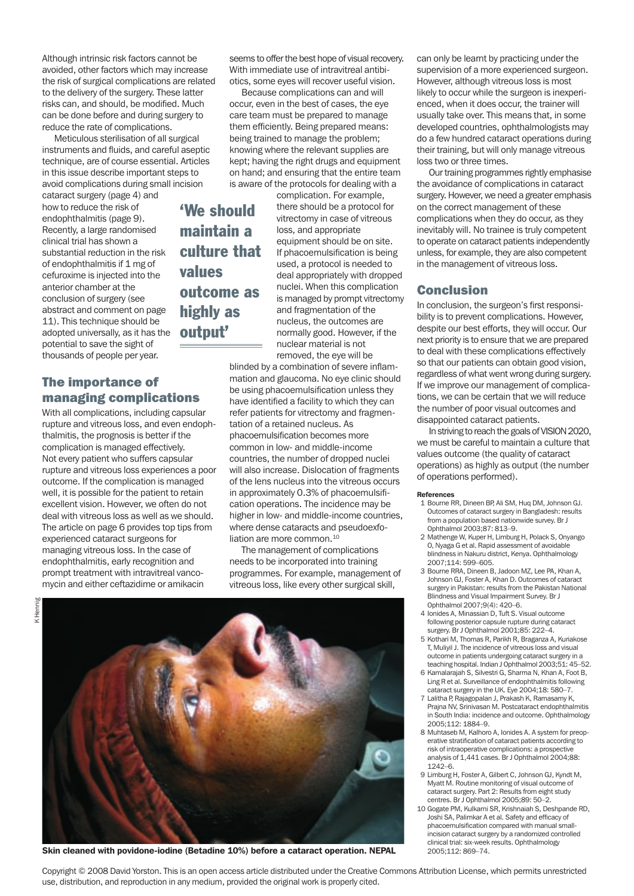Although intrinsic risk factors cannot be avoided, other factors which may increase the risk of surgical complications are related to the delivery of the surgery. These latter risks can, and should, be modified. Much can be done before and during surgery to reduce the rate of complications.

Meticulous sterilisation of all surgical instruments and fluids, and careful aseptic technique, are of course essential. Articles in this issue describe important steps to avoid complications during small incision cataract surgery (page 4) and how to reduce the risk of endophthalmitis (page 9). Recently, a large randomised clinical trial has shown a substantial reduction in the risk of endophthalmitis if 1 mg of cefuroxime is injected into the anterior chamber at the conclusion of surgery (see abstract and comment on page 11). This technique should be adopted universally, as it has the potential to save the sight of thousands of people per year.

## The importance of managing complications

With all complications, including capsular rupture and vitreous loss, and even endophthalmitis, the prognosis is better if the complication is managed effectively. Not every patient who suffers capsular rupture and vitreous loss experiences a poor outcome. If the complication is managed well, it is possible for the patient to retain excellent vision. However, we often do not deal with vitreous loss as well as we should. The article on page 6 provides top tips from experienced cataract surgeons for managing vitreous loss. In the case of endophthalmitis, early recognition and prompt treatment with intravitreal vancomycin and either ceftazidime or amikacin seems to offer the best hope of visual recovery. With immediate use of intravitreal antibiotics, some eyes will recover useful vision.

Because complications can and will occur, even in the best of cases, the eye care team must be prepared to manage them efficiently. Being prepared means: being trained to manage the problem; knowing where the relevant supplies are kept; having the right drugs and equipment on hand; and ensuring that the entire team is aware of the protocols for dealing with a complication. For example, there should be a protocol for vitrectomy in case of vitreous loss, and appropriate equipment should be on site. If phacoemulsification is being used, a protocol is needed to deal appropriately with dropped nuclei. When this complication is managed by prompt vitrectomy and fragmentation of the nucleus, the outcomes are normally good. However, if the nuclear material is not removed, the eye will be blinded by a combination of severe inflammation and glaucoma. No eye clinic should be using phacoemulsification unless they have identified a facility to which they can refer patients for vitrectomy and fragmentation of a retained nucleus. As phacoemulsification becomes more common in low- and middle-income countries, the number of dropped nuclei will also increase. Dislocation of fragments of the lens nucleus into the vitreous occurs in approximately 0.3% of phacoemulsification operations. The incidence may be higher in low- and middle-income countries, where dense cataracts and pseudoexfoliation are more common.[10]

**'We should maintain a culture that values outcome as highly as output'**

The management of complications needs to be incorporated into training programmes. For example, management of vitreous loss, like every other surgical skill, can only be learnt by practicing under the supervision of a more experienced surgeon. However, although vitreous loss is most likely to occur while the surgeon is inexperienced, when it does occur, the trainer will usually take over. This means that, in some developed countries, ophthalmologists may do a few hundred cataract operations during their training, but will only manage vitreous loss two or three times.

Our training programmes rightly emphasise the avoidance of complications in cataract surgery. However, we need a greater emphasis on the correct management of these complications when they do occur, as they inevitably will. No trainee is truly competent to operate on cataract patients independently unless, for example, they are also competent in the management of vitreous loss.

## Conclusion

In conclusion, the surgeon's first responsibility is to prevent complications. However, despite our best efforts, they will occur. Our next priority is to ensure that we are prepared to deal with these complications effectively so that our patients can obtain good vision, regardless of what went wrong during surgery. If we improve our management of complications, we can be certain that we will reduce the number of poor visual outcomes and disappointed cataract patients.

In striving to reach the goals of VISION 2020, we must be careful to maintain a culture that values outcome (the quality of cataract operations) as highly as output (the number of operations performed).

K Hennig

**Skin cleaned with povidone-iodine (Betadine 10%) before a cataract operation. NEPAL**

#### References

1. Bourne RR, Dineen BP, Ali SM, Huq DM, Johnson GJ. Outcomes of cataract surgery in Bangladesh: results from a population based nationwide survey. Br J Ophthalmol 2003;87: 813–9.
2. Mathenge W, Kuper H, Limburg H, Polack S, Onyango O, Nyaga G et al. Rapid assessment of avoidable blindness in Nakuru district, Kenya. Ophthalmology 2007;114: 599–605.
3. Bourne RRA, Dineen B, Jadoon MZ, Lee PA, Khan A, Johnson GJ, Foster A, Khan D. Outcomes of cataract surgery in Pakistan: results from the Pakistan National Blindness and Visual Impairment Survey. Br J Ophthalmol 2007;9(4): 420–6.
4. Ionides A, Minassian D, Tuft S. Visual outcome following posterior capsule rupture during cataract surgery. Br J Ophthalmol 2001;85: 222–4.
5. Kothari M, Thomas R, Parikh R, Braganza A, Kuriakose T, Muliyil J. The incidence of vitreous loss and visual outcome in patients undergoing cataract surgery in a teaching hospital. Indian J Ophthalmol 2003;51: 45–52.
6. Kamalarajah S, Silvestri G, Sharma N, Khan A, Foot B, Ling R et al. Surveillance of endophthalmitis following cataract surgery in the UK. Eye 2004;18: 580–7.
7. Lalitha P, Rajagopalan J, Prakash K, Ramasamy K, Prajna NV, Srinivasan M. Postcataract endophthalmitis in South India: incidence and outcome. Ophthalmology 2005;112: 1884–9.
8. Muhtaseb M, Kalhoro A, Ionides A. A system for preoperative stratification of cataract patients according to risk of intraoperative complications: a prospective analysis of 1,441 cases. Br J Ophthalmol 2004;88: 1242–6.
9. Limburg H, Foster A, Gilbert C, Johnson GJ, Kyndt M, Myatt M. Routine monitoring of visual outcome of cataract surgery. Part 2: Results from eight study centres. Br J Ophthalmol 2005;89: 50–2.
10. Gogate PM, Kulkarni SR, Krishnaiah S, Deshpande RD, Joshi SA, Palimkar A et al. Safety and efficacy of phacoemulsification compared with manual small-incision cataract surgery by a randomized controlled clinical trial: six-week results. Ophthalmology 2005;112: 869–74.

Copyright © 2008 David Yorston. This is an open access article distributed under the Creative Commons Attribution License, which permits unrestricted use, distribution, and reproduction in any medium, provided the original work is properly cited.